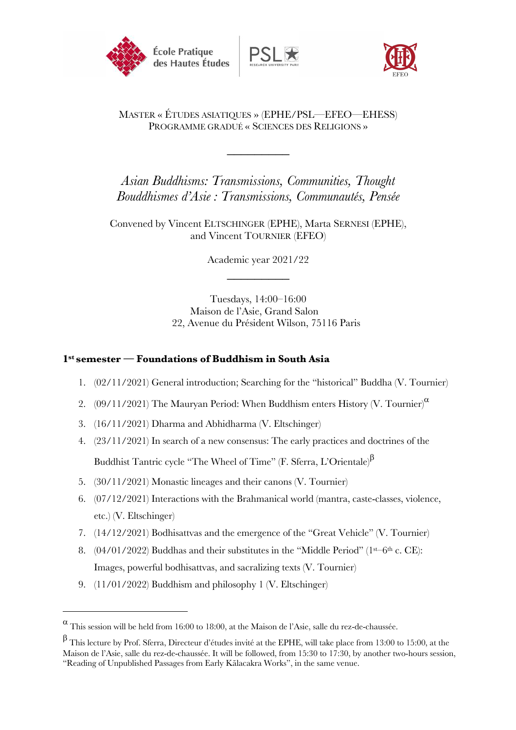MASTER « ÉTUDES ASIATIQUES » (EPHE/PSL—EFEO—EHESS)
PROGRAMME GRADUÉ « SCIENCES DES RELIGIONS »

# *Asian Buddhisms: Transmissions, Communities, Thought*
# *Bouddhismes d'Asie : Transmissions, Communautés, Pensée*

Convened by Vincent ELTSCHINGER (EPHE), Marta SERNESI (EPHE), and Vincent TOURNIER (EFEO)

Academic year 2021/22

Tuesdays, 14:00–16:00
Maison de l'Asie, Grand Salon
22, Avenue du Président Wilson, 75116 Paris

## 1st semester — Foundations of Buddhism in South Asia

1. (02/11/2021) General introduction; Searching for the "historical" Buddha (V. Tournier)
2. (09/11/2021) The Mauryan Period: When Buddhism enters History (V. Tournier)[α]
3. (16/11/2021) Dharma and Abhidharma (V. Eltschinger)
4. (23/11/2021) In search of a new consensus: The early practices and doctrines of the Buddhist Tantric cycle "The Wheel of Time" (F. Sferra, L'Orientale)[β]
5. (30/11/2021) Monastic lineages and their canons (V. Tournier)
6. (07/12/2021) Interactions with the Brahmanical world (mantra, caste-classes, violence, etc.) (V. Eltschinger)
7. (14/12/2021) Bodhisattvas and the emergence of the "Great Vehicle" (V. Tournier)
8. (04/01/2022) Buddhas and their substitutes in the "Middle Period" (1st–6th c. CE): Images, powerful bodhisattvas, and sacralizing texts (V. Tournier)
9. (11/01/2022) Buddhism and philosophy 1 (V. Eltschinger)

---

[α] This session will be held from 16:00 to 18:00, at the Maison de l'Asie, salle du rez-de-chaussée.

[β] This lecture by Prof. Sferra, Directeur d'études invité at the EPHE, will take place from 13:00 to 15:00, at the Maison de l'Asie, salle du rez-de-chaussée. It will be followed, from 15:30 to 17:30, by another two-hours session, "Reading of Unpublished Passages from Early Kālacakra Works", in the same venue.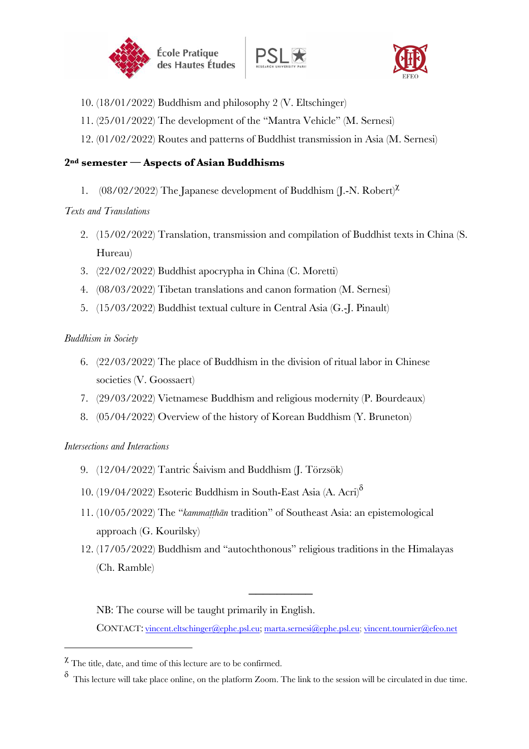10. (18/01/2022) Buddhism and philosophy 2 (V. Eltschinger)
11. (25/01/2022) The development of the "Mantra Vehicle" (M. Sernesi)
12. (01/02/2022) Routes and patterns of Buddhist transmission in Asia (M. Sernesi)

**2nd semester — Aspects of Asian Buddhisms**

1. (08/02/2022) The Japanese development of Buddhism (J.-N. Robert)[χ]

*Texts and Translations*

2. (15/02/2022) Translation, transmission and compilation of Buddhist texts in China (S. Hureau)
3. (22/02/2022) Buddhist apocrypha in China (C. Moretti)
4. (08/03/2022) Tibetan translations and canon formation (M. Sernesi)
5. (15/03/2022) Buddhist textual culture in Central Asia (G.-J. Pinault)

*Buddhism in Society*

6. (22/03/2022) The place of Buddhism in the division of ritual labor in Chinese societies (V. Goossaert)
7. (29/03/2022) Vietnamese Buddhism and religious modernity (P. Bourdeaux)
8. (05/04/2022) Overview of the history of Korean Buddhism (Y. Bruneton)

*Intersections and Interactions*

9. (12/04/2022) Tantric Śaivism and Buddhism (J. Törzsök)
10. (19/04/2022) Esoteric Buddhism in South-East Asia (A. Acri)[δ]
11. (10/05/2022) The "*kammaṭṭhān* tradition" of Southeast Asia: an epistemological approach (G. Kourilsky)
12. (17/05/2022) Buddhism and "autochthonous" religious traditions in the Himalayas (Ch. Ramble)

---

NB: The course will be taught primarily in English.

CONTACT: vincent.eltschinger@ephe.psl.eu; marta.sernesi@ephe.psl.eu; vincent.tournier@efeo.net

[χ] The title, date, and time of this lecture are to be confirmed.

[δ] This lecture will take place online, on the platform Zoom. The link to the session will be circulated in due time.